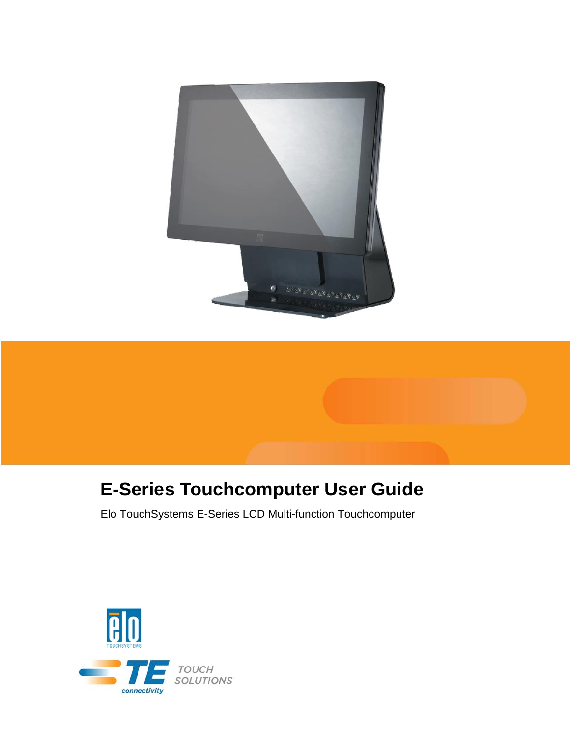# E-Series Touchcomputer User Guide

Elo TouchSystems E-Series LCD Multi-function Touchcomputer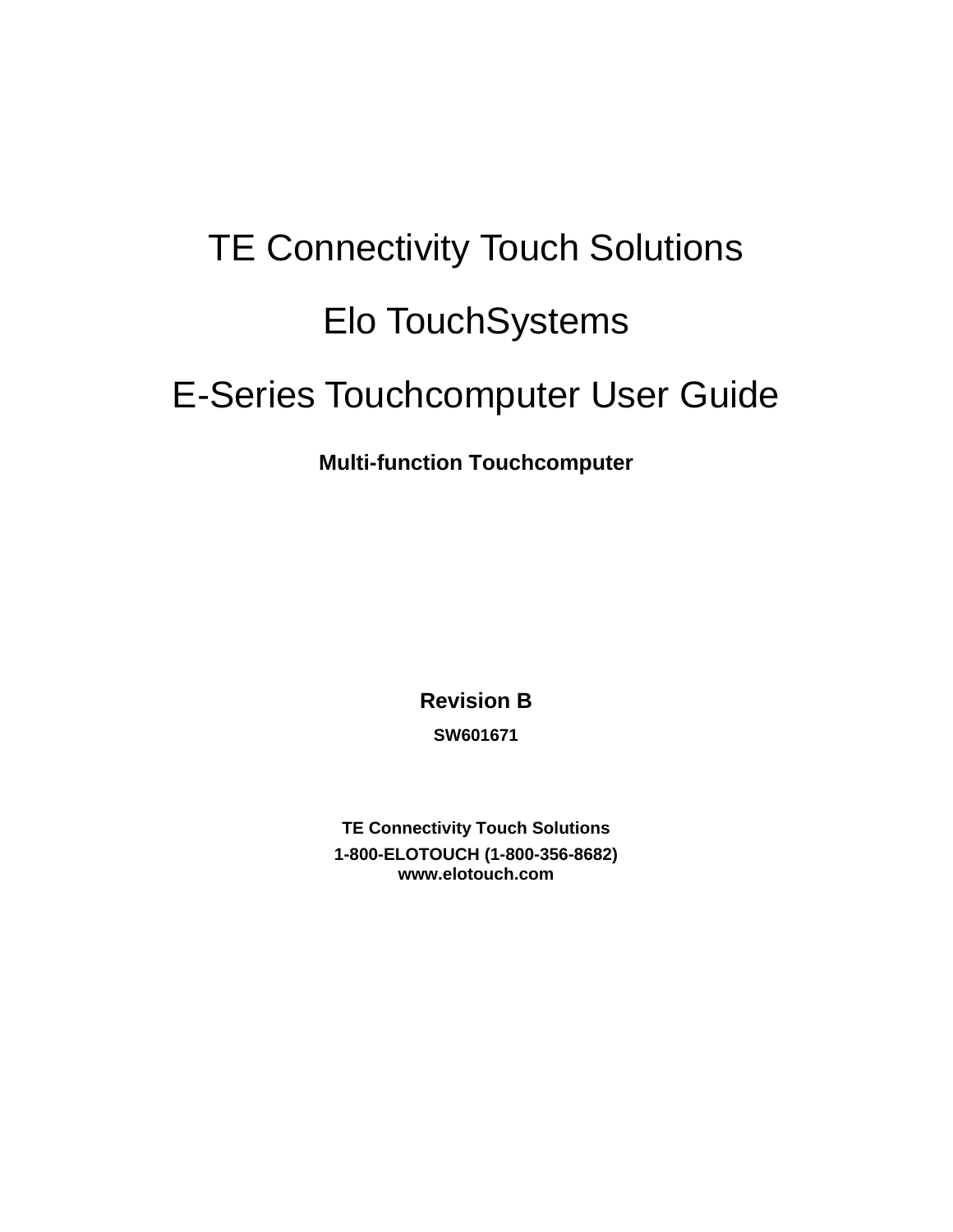# TE Connectivity Touch Solutions

# Elo TouchSystems

# E-Series Touchcomputer User Guide

**Multi-function Touchcomputer**

**Revision B**

**SW601671**

**TE Connectivity Touch Solutions**

**1-800-ELOTOUCH (1-800-356-8682)**
**www.elotouch.com**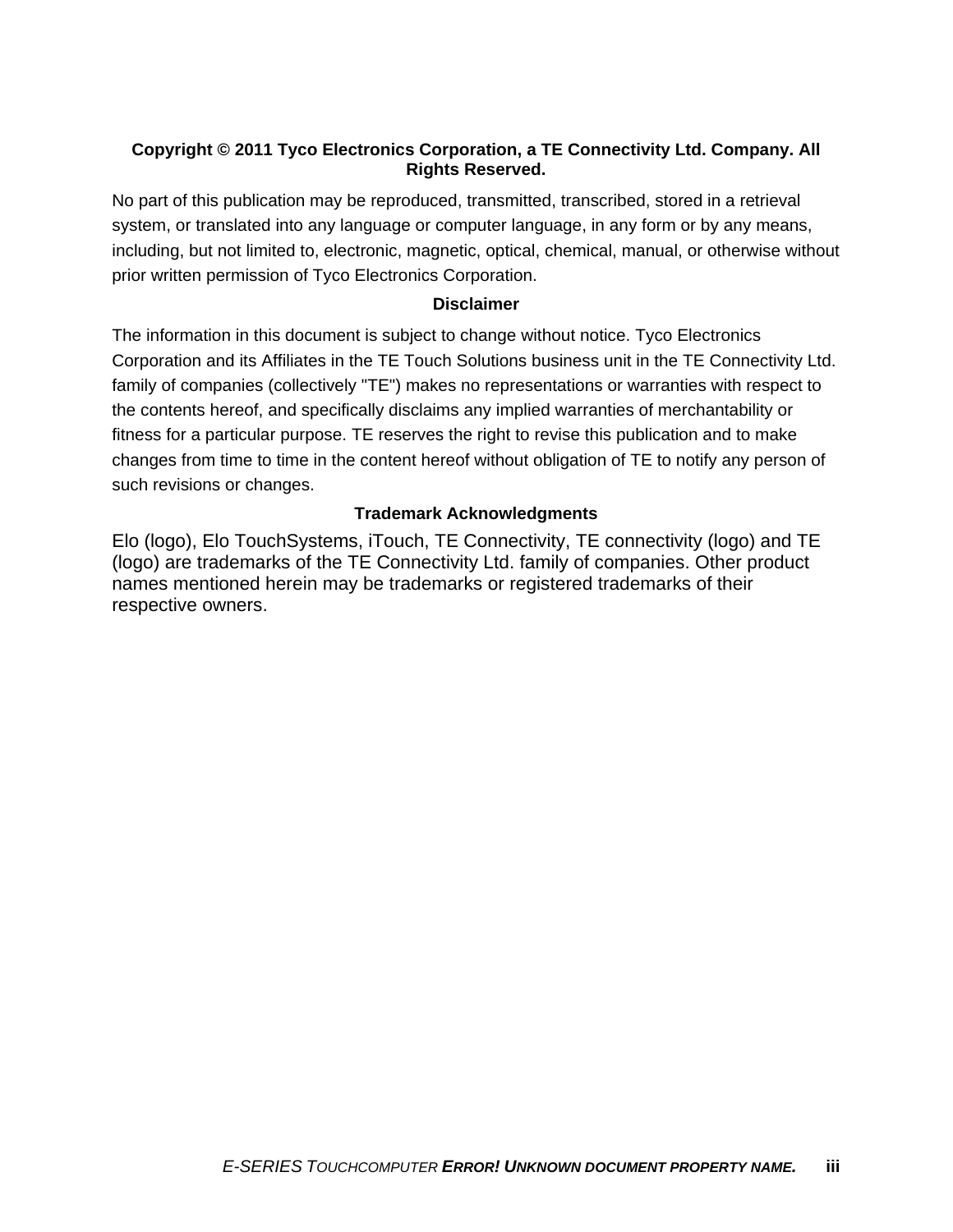**Copyright © 2011 Tyco Electronics Corporation, a TE Connectivity Ltd. Company. All Rights Reserved.**

No part of this publication may be reproduced, transmitted, transcribed, stored in a retrieval system, or translated into any language or computer language, in any form or by any means, including, but not limited to, electronic, magnetic, optical, chemical, manual, or otherwise without prior written permission of Tyco Electronics Corporation.

**Disclaimer**

The information in this document is subject to change without notice. Tyco Electronics Corporation and its Affiliates in the TE Touch Solutions business unit in the TE Connectivity Ltd. family of companies (collectively "TE") makes no representations or warranties with respect to the contents hereof, and specifically disclaims any implied warranties of merchantability or fitness for a particular purpose. TE reserves the right to revise this publication and to make changes from time to time in the content hereof without obligation of TE to notify any person of such revisions or changes.

**Trademark Acknowledgments**

Elo (logo), Elo TouchSystems, iTouch, TE Connectivity, TE connectivity (logo) and TE (logo) are trademarks of the TE Connectivity Ltd. family of companies. Other product names mentioned herein may be trademarks or registered trademarks of their respective owners.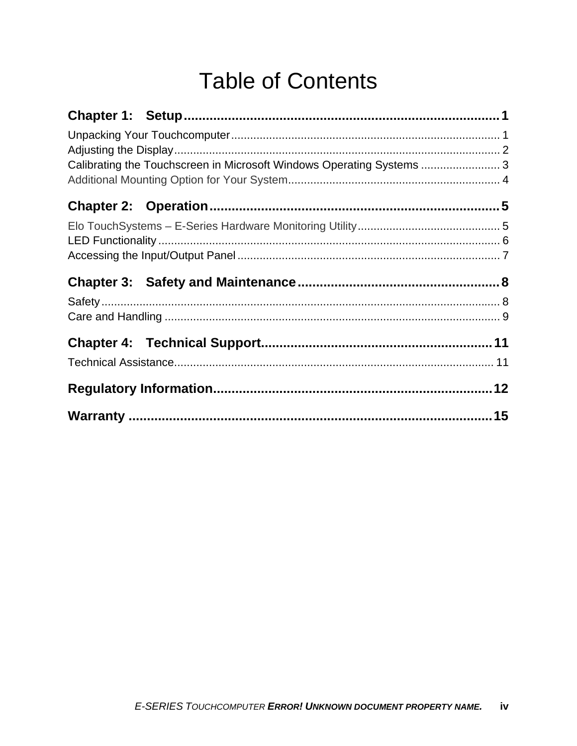# Table of Contents

**Chapter 1: Setup** .......... 1

Unpacking Your Touchcomputer .......... 1

Adjusting the Display .......... 2

Calibrating the Touchscreen in Microsoft Windows Operating Systems .......... 3

Additional Mounting Option for Your System .......... 4

**Chapter 2: Operation** .......... 5

Elo TouchSystems – E-Series Hardware Monitoring Utility .......... 5

LED Functionality .......... 6

Accessing the Input/Output Panel .......... 7

**Chapter 3: Safety and Maintenance** .......... 8

Safety .......... 8

Care and Handling .......... 9

**Chapter 4: Technical Support** .......... 11

Technical Assistance .......... 11

**Regulatory Information** .......... 12

**Warranty** .......... 15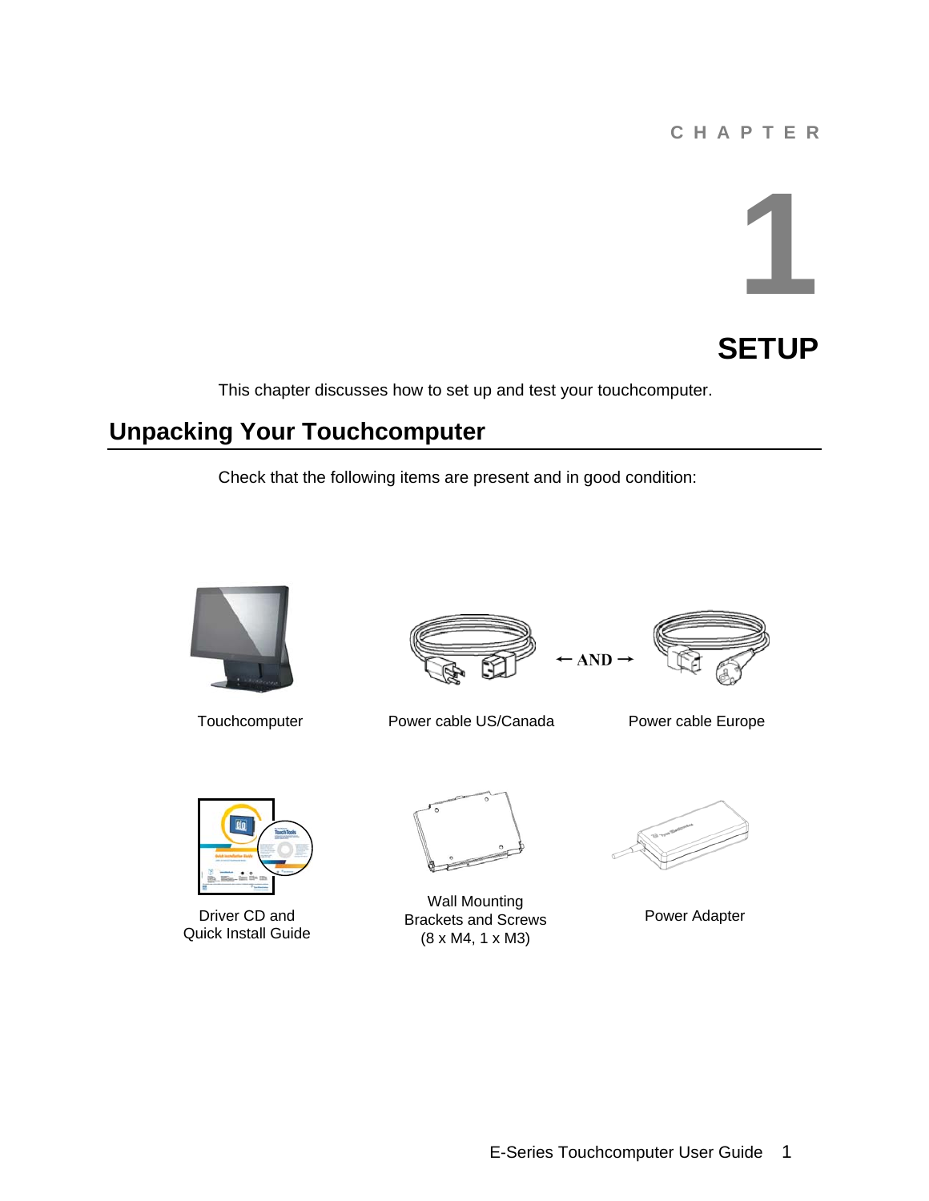CHAPTER

# 1

# SETUP

This chapter discusses how to set up and test your touchcomputer.

## Unpacking Your Touchcomputer

Check that the following items are present and in good condition:

Touchcomputer

Power cable US/Canada ← AND → Power cable Europe

Driver CD and Quick Install Guide

Wall Mounting Brackets and Screws (8 x M4, 1 x M3)

Power Adapter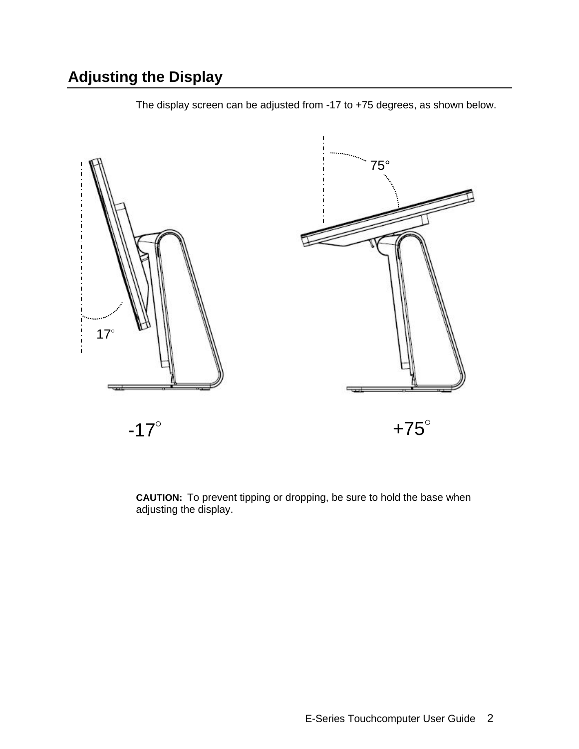## Adjusting the Display

The display screen can be adjusted from -17 to +75 degrees, as shown below.

-17°

+75°

**CAUTION:** To prevent tipping or dropping, be sure to hold the base when adjusting the display.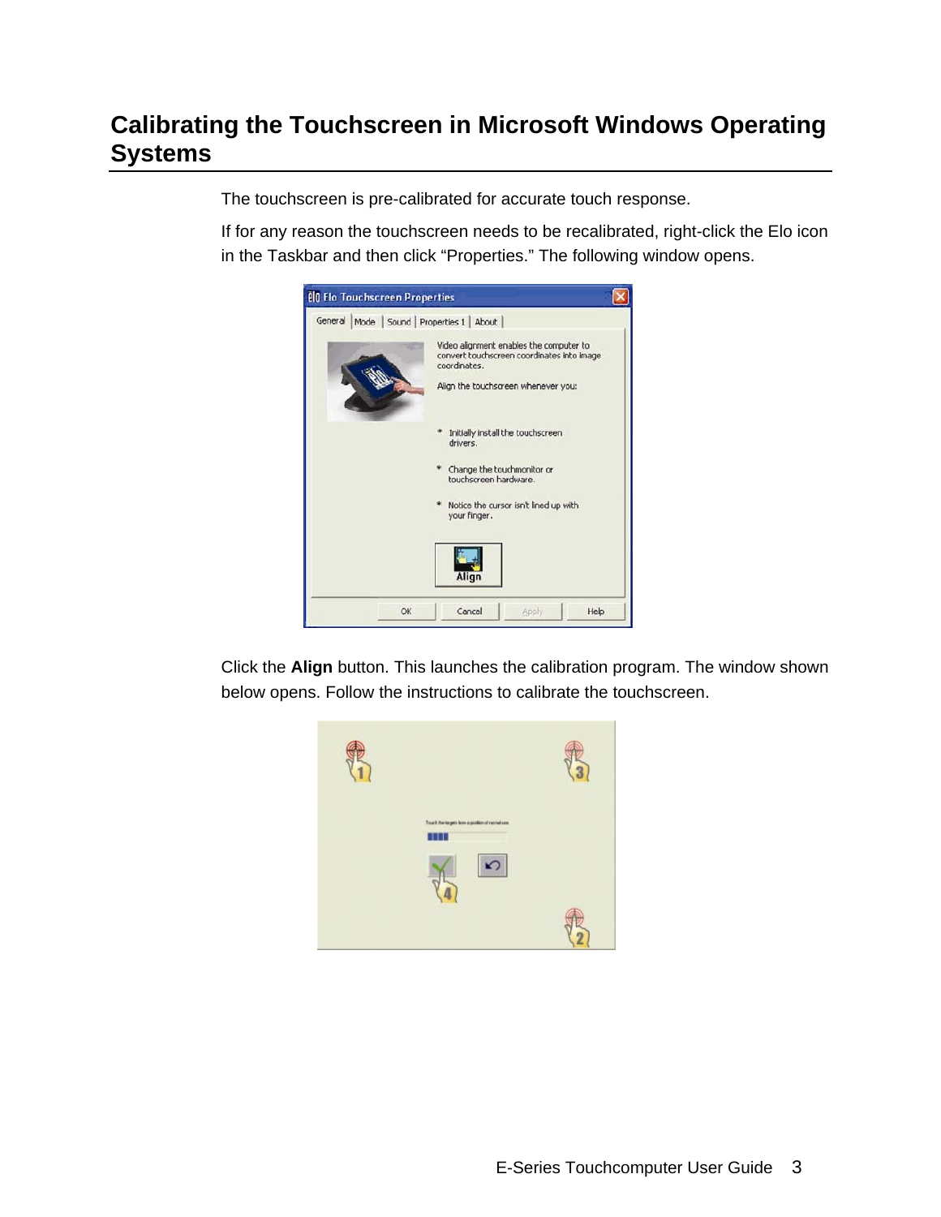## Calibrating the Touchscreen in Microsoft Windows Operating Systems

The touchscreen is pre-calibrated for accurate touch response.

If for any reason the touchscreen needs to be recalibrated, right-click the Elo icon in the Taskbar and then click “Properties.” The following window opens.

Click the **Align** button. This launches the calibration program. The window shown below opens. Follow the instructions to calibrate the touchscreen.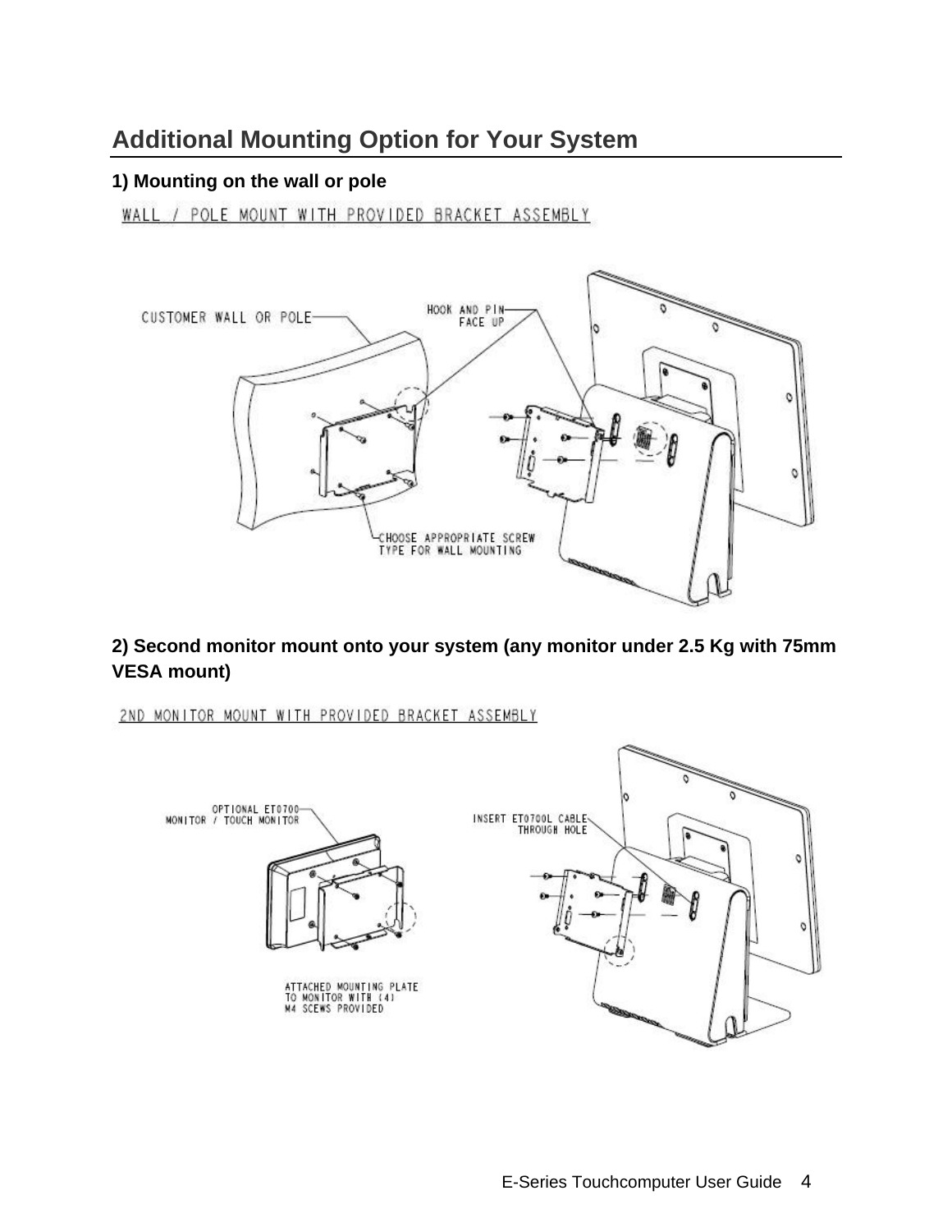## Additional Mounting Option for Your System

**1) Mounting on the wall or pole**

WALL / POLE MOUNT WITH PROVIDED BRACKET ASSEMBLY

CUSTOMER WALL OR POLE

HOOK AND PIN FACE UP

CHOOSE APPROPRIATE SCREW TYPE FOR WALL MOUNTING

**2) Second monitor mount onto your system (any monitor under 2.5 Kg with 75mm VESA mount)**

2ND MONITOR MOUNT WITH PROVIDED BRACKET ASSEMBLY

OPTIONAL ET0700 MONITOR / TOUCH MONITOR

INSERT ET0700L CABLE THROUGH HOLE

ATTACHED MOUNTING PLATE TO MONITOR WITH (4) M4 SCEWS PROVIDED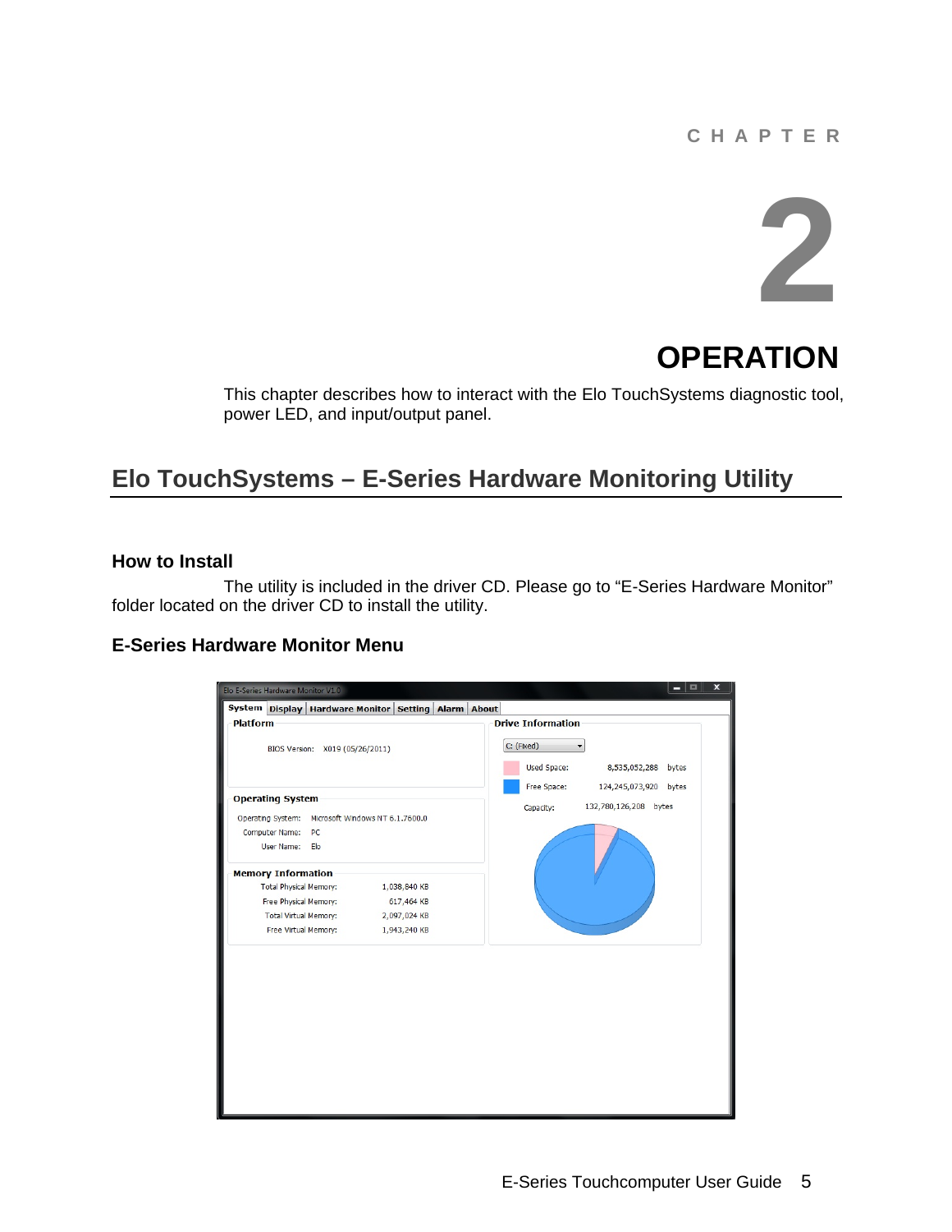CHAPTER

# 2

# OPERATION

This chapter describes how to interact with the Elo TouchSystems diagnostic tool, power LED, and input/output panel.

## Elo TouchSystems – E-Series Hardware Monitoring Utility

### How to Install

The utility is included in the driver CD. Please go to "E-Series Hardware Monitor" folder located on the driver CD to install the utility.

### E-Series Hardware Monitor Menu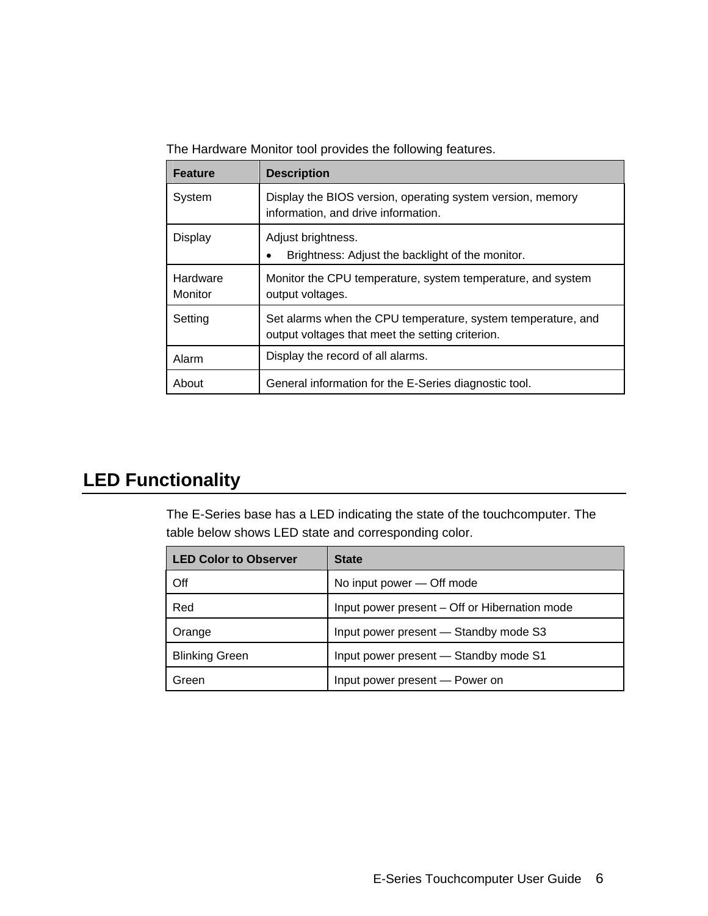The Hardware Monitor tool provides the following features.

| Feature | Description |
| --- | --- |
| System | Display the BIOS version, operating system version, memory information, and drive information. |
| Display | Adjust brightness.<br>• Brightness: Adjust the backlight of the monitor. |
| Hardware Monitor | Monitor the CPU temperature, system temperature, and system output voltages. |
| Setting | Set alarms when the CPU temperature, system temperature, and output voltages that meet the setting criterion. |
| Alarm | Display the record of all alarms. |
| About | General information for the E-Series diagnostic tool. |

## LED Functionality

The E-Series base has a LED indicating the state of the touchcomputer. The table below shows LED state and corresponding color.

| LED Color to Observer | State |
| --- | --- |
| Off | No input power — Off mode |
| Red | Input power present – Off or Hibernation mode |
| Orange | Input power present — Standby mode S3 |
| Blinking Green | Input power present — Standby mode S1 |
| Green | Input power present — Power on |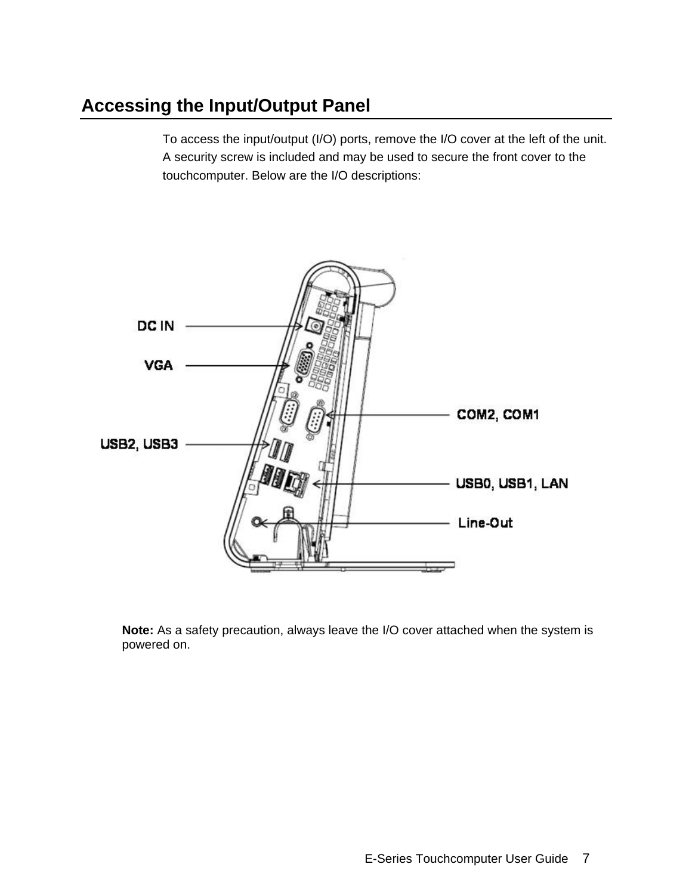## Accessing the Input/Output Panel

To access the input/output (I/O) ports, remove the I/O cover at the left of the unit. A security screw is included and may be used to secure the front cover to the touchcomputer. Below are the I/O descriptions:

DC IN

VGA

COM2, COM1

USB2, USB3

USB0, USB1, LAN

Line-Out

**Note:** As a safety precaution, always leave the I/O cover attached when the system is powered on.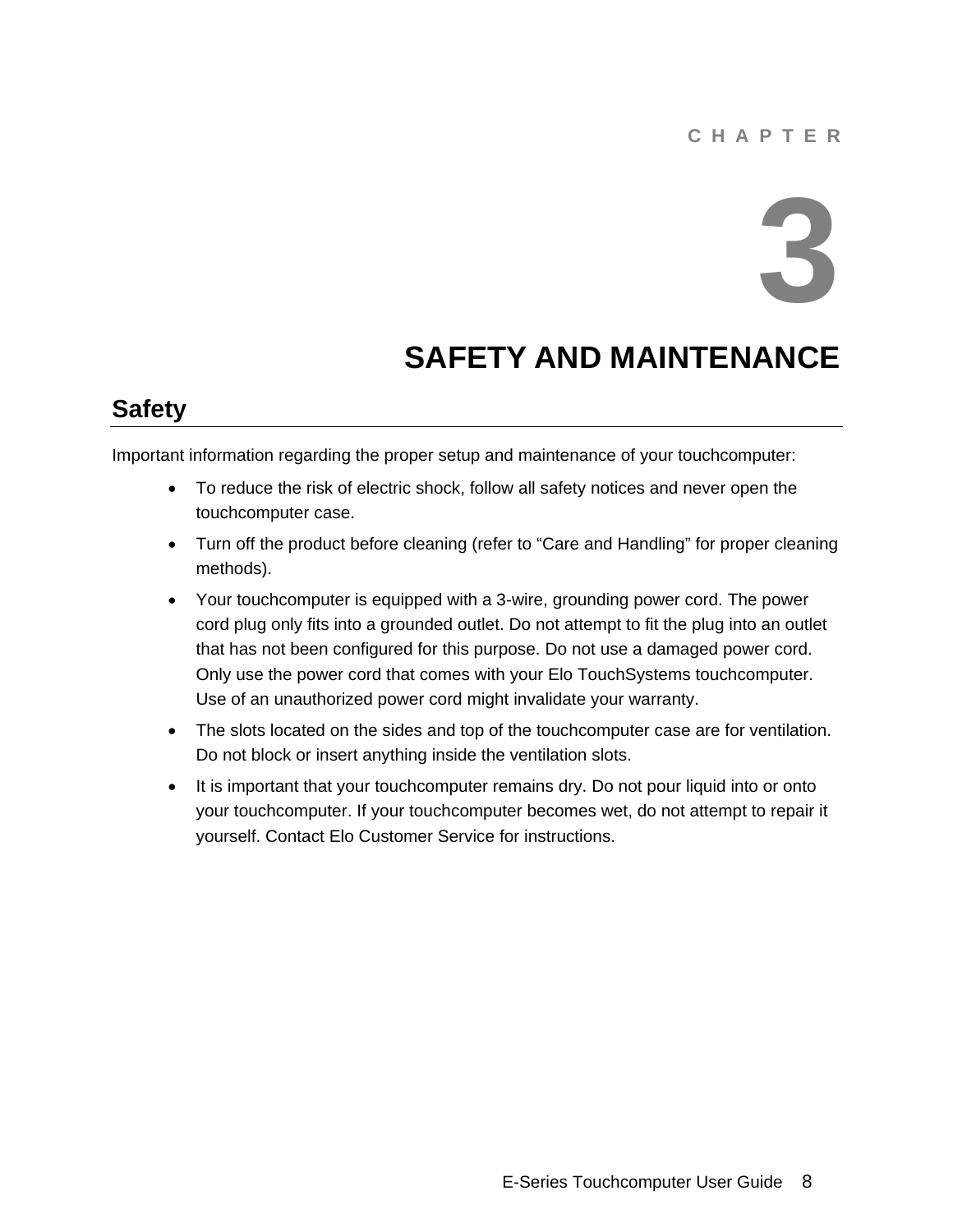CHAPTER

# 3

# SAFETY AND MAINTENANCE

## Safety

Important information regarding the proper setup and maintenance of your touchcomputer:

- To reduce the risk of electric shock, follow all safety notices and never open the touchcomputer case.
- Turn off the product before cleaning (refer to “Care and Handling” for proper cleaning methods).
- Your touchcomputer is equipped with a 3-wire, grounding power cord. The power cord plug only fits into a grounded outlet. Do not attempt to fit the plug into an outlet that has not been configured for this purpose. Do not use a damaged power cord. Only use the power cord that comes with your Elo TouchSystems touchcomputer. Use of an unauthorized power cord might invalidate your warranty.
- The slots located on the sides and top of the touchcomputer case are for ventilation. Do not block or insert anything inside the ventilation slots.
- It is important that your touchcomputer remains dry. Do not pour liquid into or onto your touchcomputer. If your touchcomputer becomes wet, do not attempt to repair it yourself. Contact Elo Customer Service for instructions.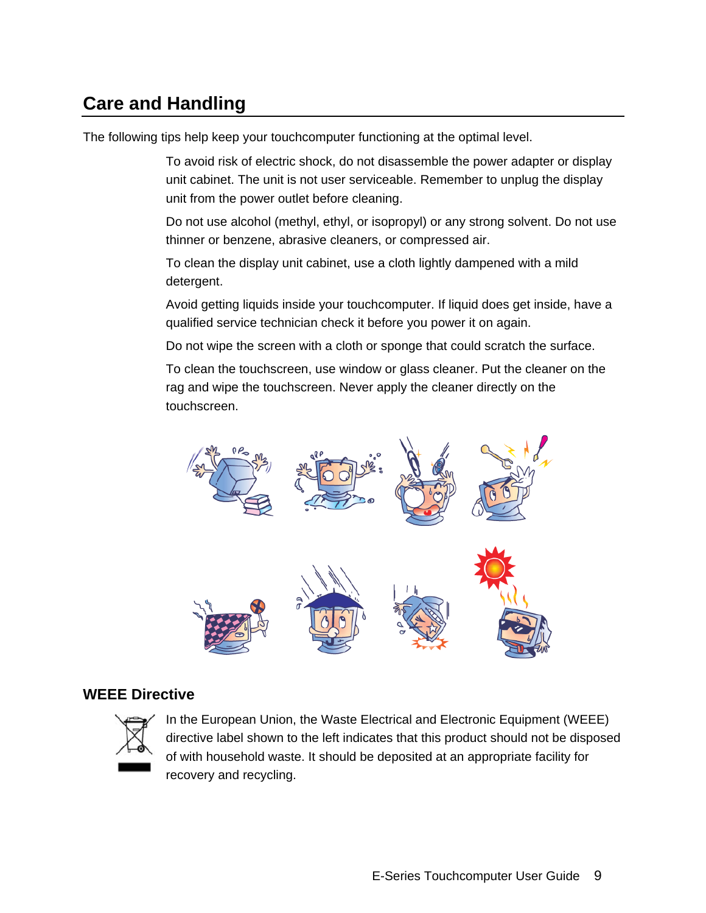## Care and Handling

The following tips help keep your touchcomputer functioning at the optimal level.

To avoid risk of electric shock, do not disassemble the power adapter or display unit cabinet. The unit is not user serviceable. Remember to unplug the display unit from the power outlet before cleaning.

Do not use alcohol (methyl, ethyl, or isopropyl) or any strong solvent. Do not use thinner or benzene, abrasive cleaners, or compressed air.

To clean the display unit cabinet, use a cloth lightly dampened with a mild detergent.

Avoid getting liquids inside your touchcomputer. If liquid does get inside, have a qualified service technician check it before you power it on again.

Do not wipe the screen with a cloth or sponge that could scratch the surface.

To clean the touchscreen, use window or glass cleaner. Put the cleaner on the rag and wipe the touchscreen. Never apply the cleaner directly on the touchscreen.

### WEEE Directive

In the European Union, the Waste Electrical and Electronic Equipment (WEEE) directive label shown to the left indicates that this product should not be disposed of with household waste. It should be deposited at an appropriate facility for recovery and recycling.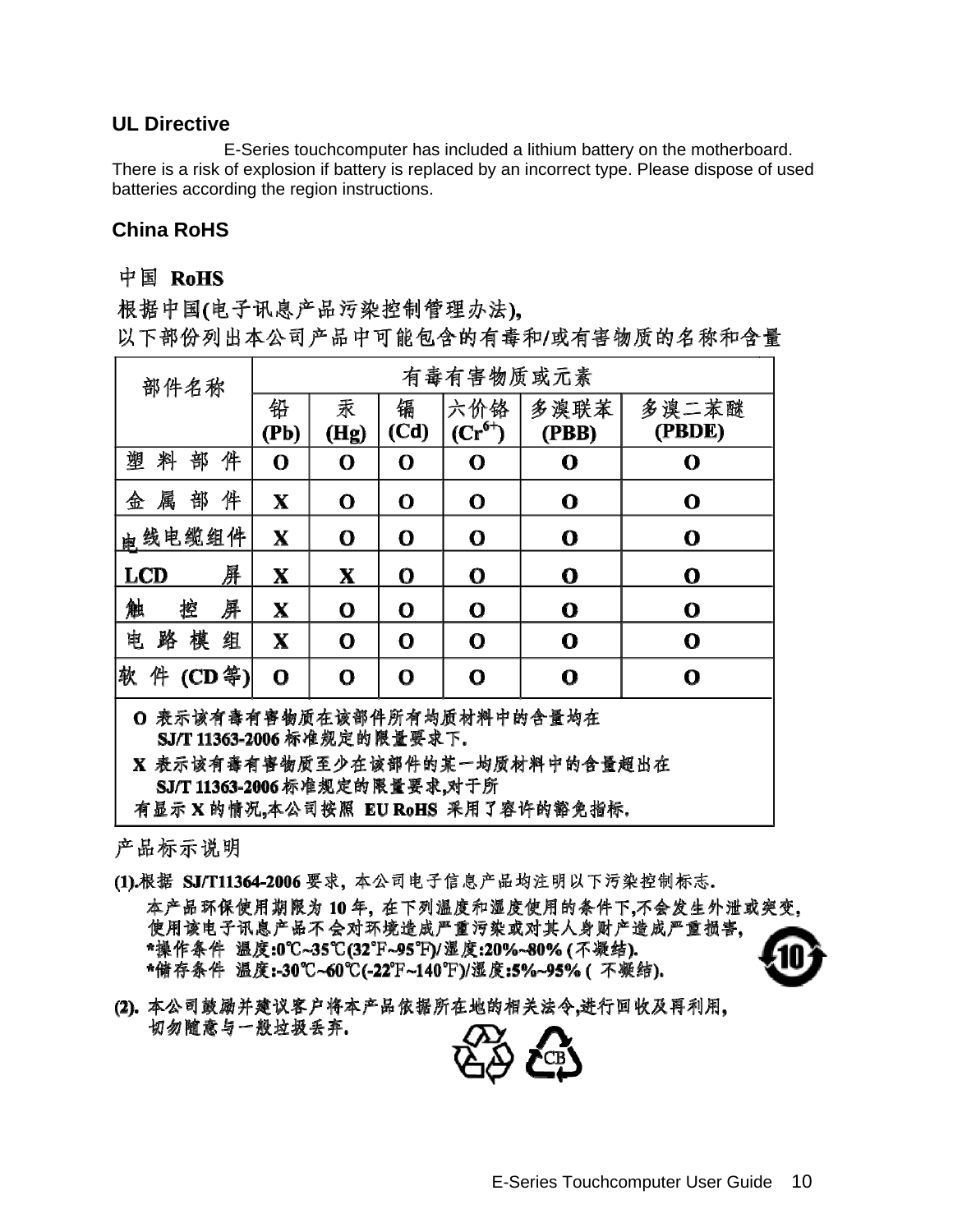## UL Directive

E-Series touchcomputer has included a lithium battery on the motherboard. There is a risk of explosion if battery is replaced by an incorrect type. Please dispose of used batteries according the region instructions.

## China RoHS

中国 **RoHS**

根据中国(电子讯息产品污染控制管理办法),

以下部份列出本公司产品中可能包含的有毒和/或有害物质的名称和含量

| 部件名称 | 有毒有害物质或元素 | | | | | |
|---|---|---|---|---|---|---|
| | 铅 (Pb) | 汞 (Hg) | 镉 (Cd) | 六价铬 ($Cr^{6+}$) | 多溴联苯 (PBB) | 多溴二苯醚 (PBDE) |
| 塑料部件 | O | O | O | O | O | O |
| 金属部件 | X | O | O | O | O | O |
| 电线电缆组件 | X | O | O | O | O | O |
| LCD 屏 | X | X | O | O | O | O |
| 触控屏 | X | O | O | O | O | O |
| 电路模组 | X | O | O | O | O | O |
| 软件 (CD等) | O | O | O | O | O | O |

O 表示该有毒有害物质在该部件所有均质材料中的含量均在 SJ/T 11363-2006 标准规定的限量要求下.

X 表示该有毒有害物质至少在该部件的某一均质材料中的含量超出在 SJ/T 11363-2006 标准规定的限量要求,对于所有显示 X 的情况,本公司按照 EU RoHS 采用了容许的豁免指标.

产品标示说明

(1).根据 SJ/T11364-2006 要求，本公司电子信息产品均注明以下污染控制标志.

本产品环保使用期限为 10 年，在下列温度和湿度使用的条件下,不会发生外泄或突变,使用该电子讯息产品不会对环境造成严重污染或对其人身财产造成严重损害,

*操作条件 温度:0℃~35℃(32℉~95℉)/湿度:20%~80% (不凝结).

*储存条件 温度:-30℃~60℃(-22℉~140℉)/湿度:5%~95% ( 不凝结).

(2). 本公司鼓励并建议客户将本产品依据所在地的相关法令,进行回收及再利用,切勿随意与一般垃圾丢弃.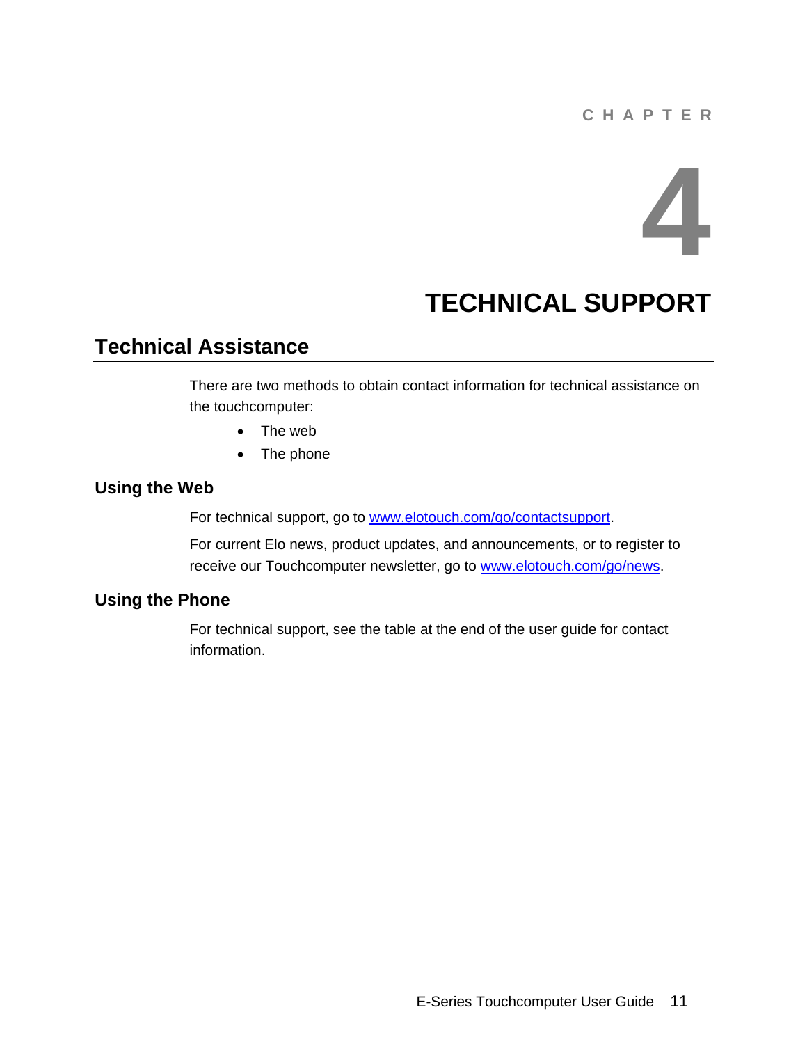CHAPTER

# 4

# TECHNICAL SUPPORT

## Technical Assistance

There are two methods to obtain contact information for technical assistance on the touchcomputer:

- The web
- The phone

### Using the Web

For technical support, go to www.elotouch.com/go/contactsupport.

For current Elo news, product updates, and announcements, or to register to receive our Touchcomputer newsletter, go to www.elotouch.com/go/news.

### Using the Phone

For technical support, see the table at the end of the user guide for contact information.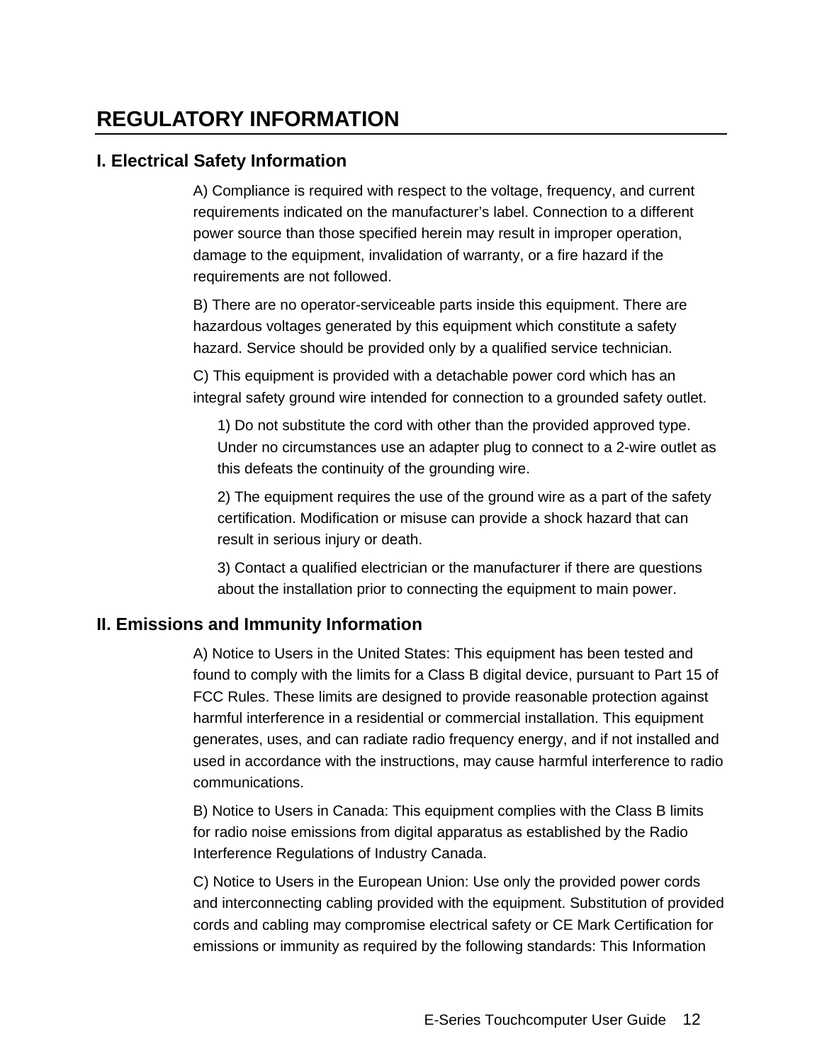# REGULATORY INFORMATION

## I. Electrical Safety Information

A) Compliance is required with respect to the voltage, frequency, and current requirements indicated on the manufacturer's label. Connection to a different power source than those specified herein may result in improper operation, damage to the equipment, invalidation of warranty, or a fire hazard if the requirements are not followed.

B) There are no operator-serviceable parts inside this equipment. There are hazardous voltages generated by this equipment which constitute a safety hazard. Service should be provided only by a qualified service technician.

C) This equipment is provided with a detachable power cord which has an integral safety ground wire intended for connection to a grounded safety outlet.

1) Do not substitute the cord with other than the provided approved type. Under no circumstances use an adapter plug to connect to a 2-wire outlet as this defeats the continuity of the grounding wire.

2) The equipment requires the use of the ground wire as a part of the safety certification. Modification or misuse can provide a shock hazard that can result in serious injury or death.

3) Contact a qualified electrician or the manufacturer if there are questions about the installation prior to connecting the equipment to main power.

## II. Emissions and Immunity Information

A) Notice to Users in the United States: This equipment has been tested and found to comply with the limits for a Class B digital device, pursuant to Part 15 of FCC Rules. These limits are designed to provide reasonable protection against harmful interference in a residential or commercial installation. This equipment generates, uses, and can radiate radio frequency energy, and if not installed and used in accordance with the instructions, may cause harmful interference to radio communications.

B) Notice to Users in Canada: This equipment complies with the Class B limits for radio noise emissions from digital apparatus as established by the Radio Interference Regulations of Industry Canada.

C) Notice to Users in the European Union: Use only the provided power cords and interconnecting cabling provided with the equipment. Substitution of provided cords and cabling may compromise electrical safety or CE Mark Certification for emissions or immunity as required by the following standards: This Information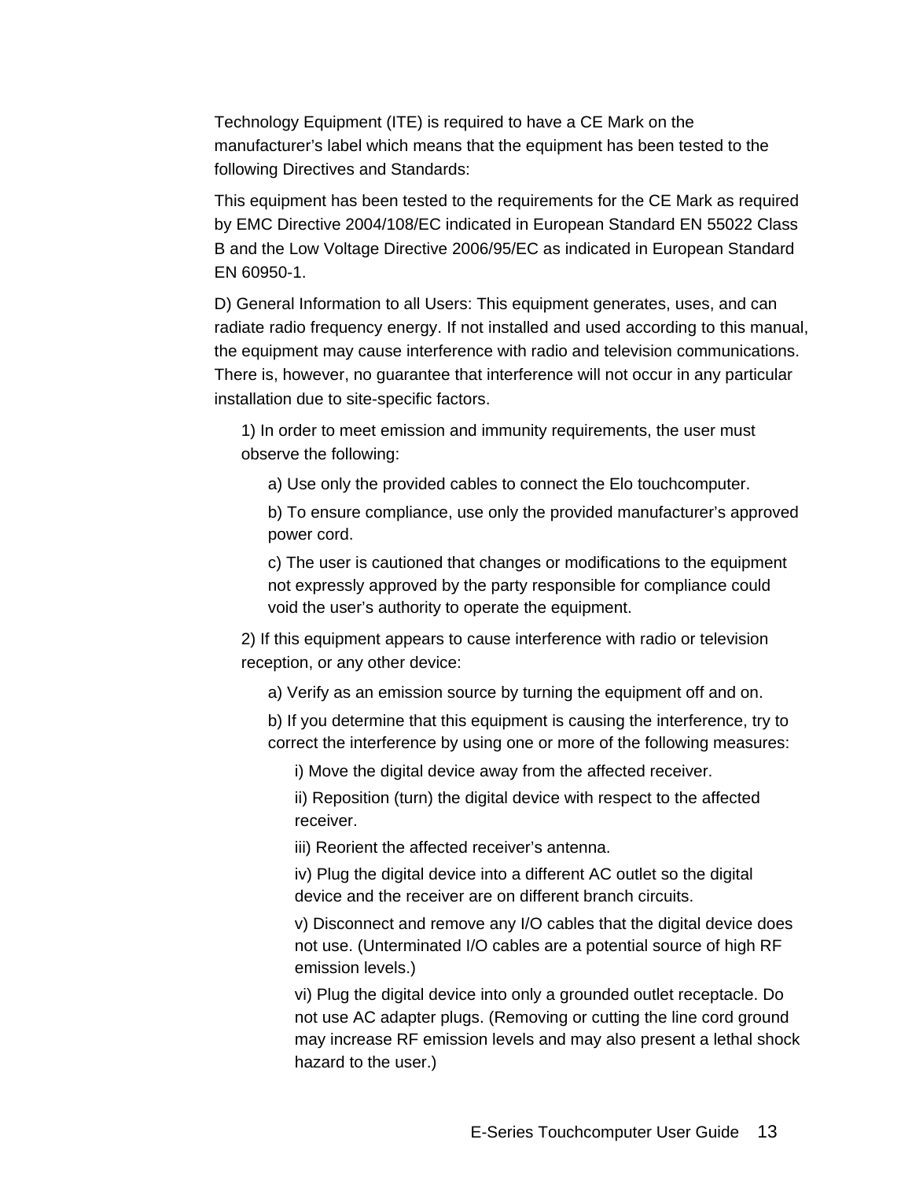Technology Equipment (ITE) is required to have a CE Mark on the manufacturer's label which means that the equipment has been tested to the following Directives and Standards:

This equipment has been tested to the requirements for the CE Mark as required by EMC Directive 2004/108/EC indicated in European Standard EN 55022 Class B and the Low Voltage Directive 2006/95/EC as indicated in European Standard EN 60950-1.

D) General Information to all Users: This equipment generates, uses, and can radiate radio frequency energy. If not installed and used according to this manual, the equipment may cause interference with radio and television communications. There is, however, no guarantee that interference will not occur in any particular installation due to site-specific factors.

1) In order to meet emission and immunity requirements, the user must observe the following:

  a) Use only the provided cables to connect the Elo touchcomputer.

  b) To ensure compliance, use only the provided manufacturer's approved power cord.

  c) The user is cautioned that changes or modifications to the equipment not expressly approved by the party responsible for compliance could void the user's authority to operate the equipment.

2) If this equipment appears to cause interference with radio or television reception, or any other device:

  a) Verify as an emission source by turning the equipment off and on.

  b) If you determine that this equipment is causing the interference, try to correct the interference by using one or more of the following measures:

    i) Move the digital device away from the affected receiver.

    ii) Reposition (turn) the digital device with respect to the affected receiver.

    iii) Reorient the affected receiver's antenna.

    iv) Plug the digital device into a different AC outlet so the digital device and the receiver are on different branch circuits.

    v) Disconnect and remove any I/O cables that the digital device does not use. (Unterminated I/O cables are a potential source of high RF emission levels.)

    vi) Plug the digital device into only a grounded outlet receptacle. Do not use AC adapter plugs. (Removing or cutting the line cord ground may increase RF emission levels and may also present a lethal shock hazard to the user.)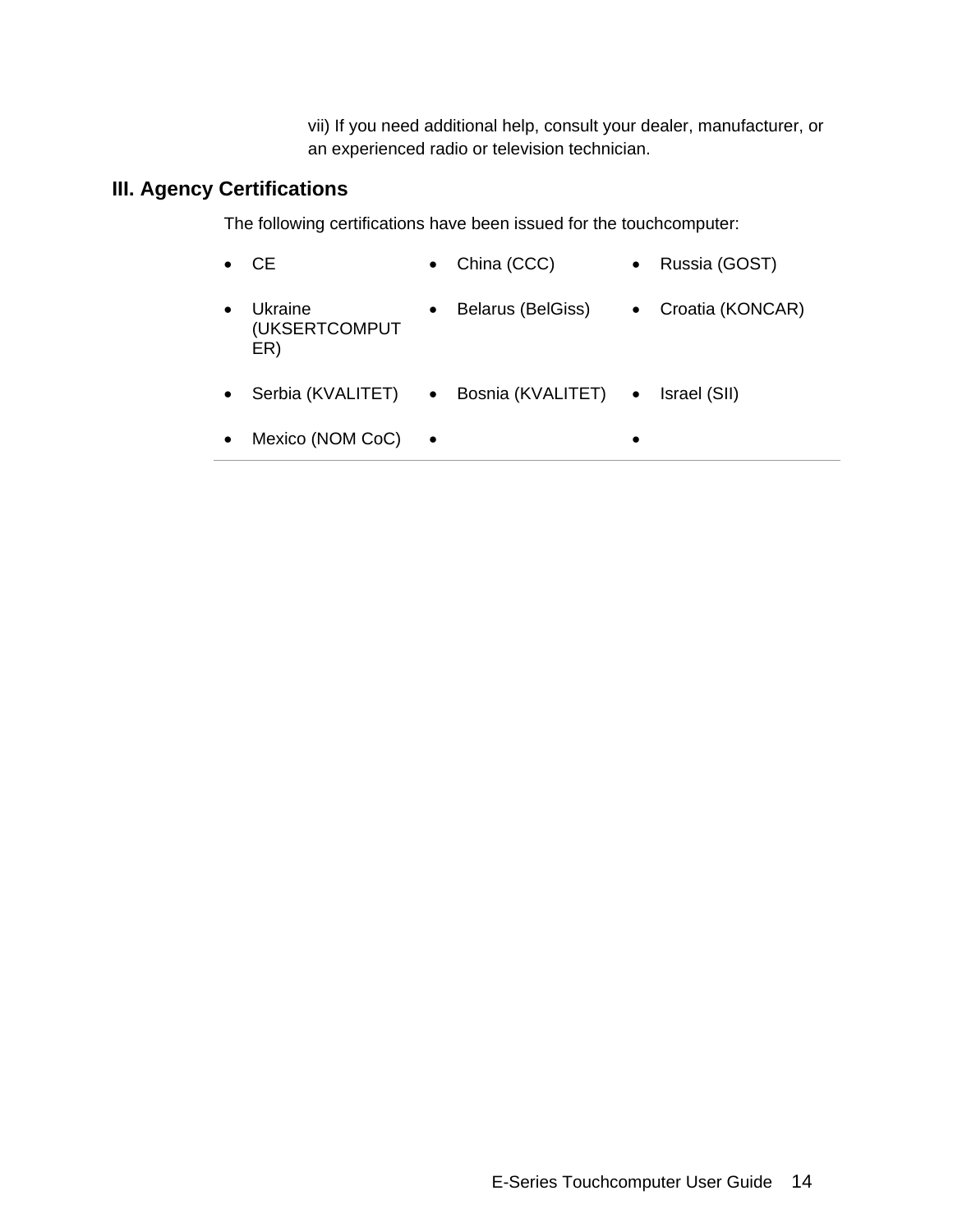vii) If you need additional help, consult your dealer, manufacturer, or an experienced radio or television technician.

## III. Agency Certifications

The following certifications have been issued for the touchcomputer:

- CE
- China (CCC)
- Russia (GOST)
- Ukraine (UKSERTCOMPUTER)
- Belarus (BelGiss)
- Croatia (KONCAR)
- Serbia (KVALITET)
- Bosnia (KVALITET)
- Israel (SII)
- Mexico (NOM CoC)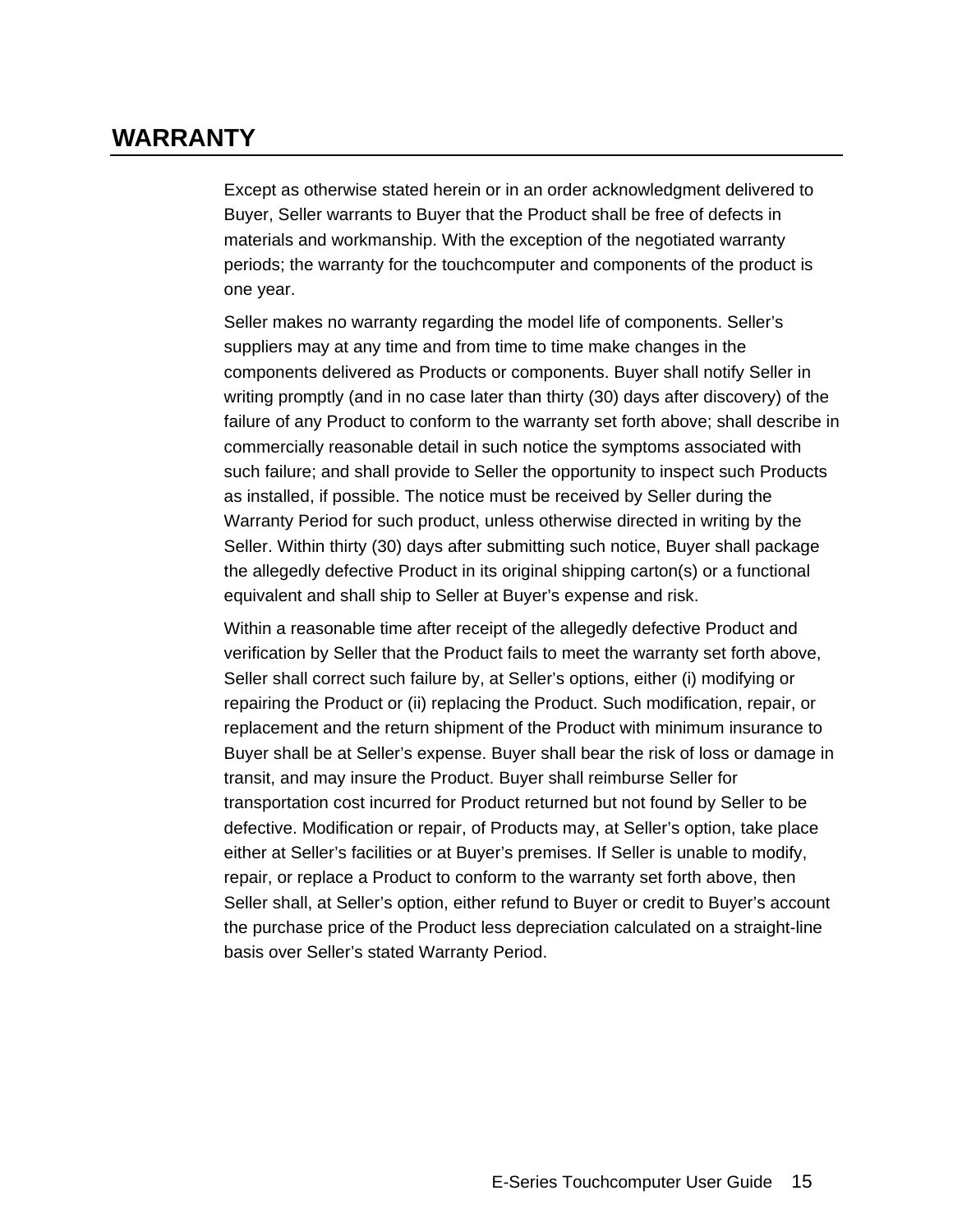# WARRANTY

Except as otherwise stated herein or in an order acknowledgment delivered to Buyer, Seller warrants to Buyer that the Product shall be free of defects in materials and workmanship. With the exception of the negotiated warranty periods; the warranty for the touchcomputer and components of the product is one year.

Seller makes no warranty regarding the model life of components. Seller's suppliers may at any time and from time to time make changes in the components delivered as Products or components. Buyer shall notify Seller in writing promptly (and in no case later than thirty (30) days after discovery) of the failure of any Product to conform to the warranty set forth above; shall describe in commercially reasonable detail in such notice the symptoms associated with such failure; and shall provide to Seller the opportunity to inspect such Products as installed, if possible. The notice must be received by Seller during the Warranty Period for such product, unless otherwise directed in writing by the Seller. Within thirty (30) days after submitting such notice, Buyer shall package the allegedly defective Product in its original shipping carton(s) or a functional equivalent and shall ship to Seller at Buyer's expense and risk.

Within a reasonable time after receipt of the allegedly defective Product and verification by Seller that the Product fails to meet the warranty set forth above, Seller shall correct such failure by, at Seller's options, either (i) modifying or repairing the Product or (ii) replacing the Product. Such modification, repair, or replacement and the return shipment of the Product with minimum insurance to Buyer shall be at Seller's expense. Buyer shall bear the risk of loss or damage in transit, and may insure the Product. Buyer shall reimburse Seller for transportation cost incurred for Product returned but not found by Seller to be defective. Modification or repair, of Products may, at Seller's option, take place either at Seller's facilities or at Buyer's premises. If Seller is unable to modify, repair, or replace a Product to conform to the warranty set forth above, then Seller shall, at Seller's option, either refund to Buyer or credit to Buyer's account the purchase price of the Product less depreciation calculated on a straight-line basis over Seller's stated Warranty Period.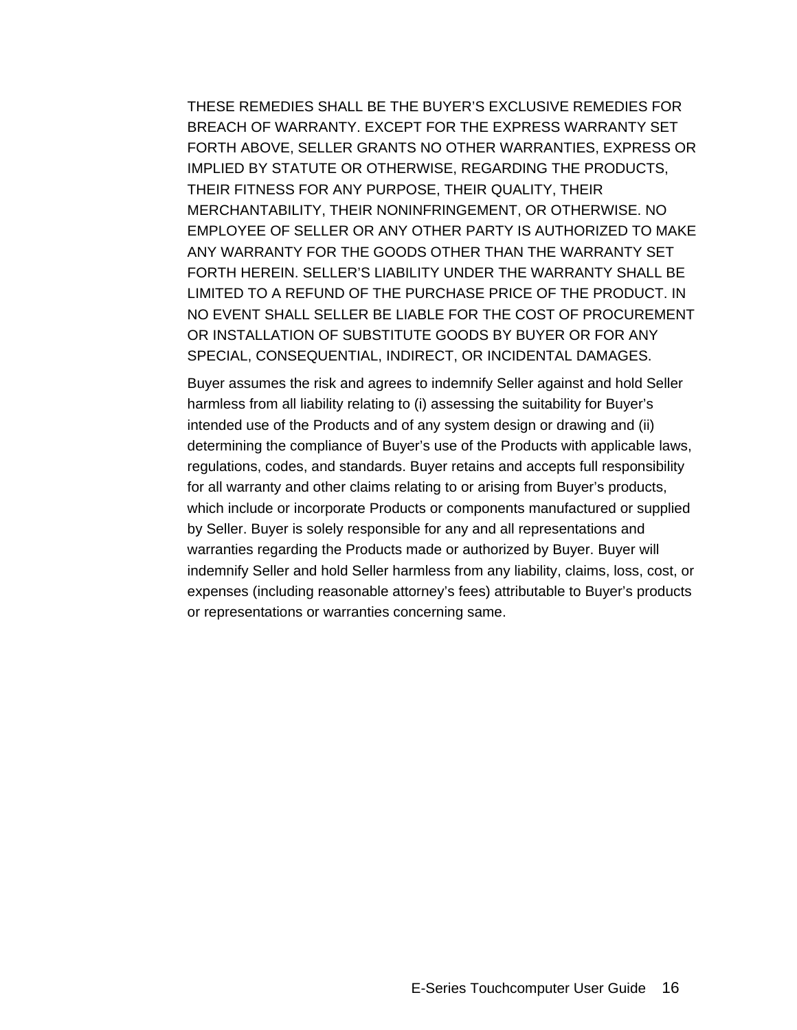THESE REMEDIES SHALL BE THE BUYER'S EXCLUSIVE REMEDIES FOR BREACH OF WARRANTY. EXCEPT FOR THE EXPRESS WARRANTY SET FORTH ABOVE, SELLER GRANTS NO OTHER WARRANTIES, EXPRESS OR IMPLIED BY STATUTE OR OTHERWISE, REGARDING THE PRODUCTS, THEIR FITNESS FOR ANY PURPOSE, THEIR QUALITY, THEIR MERCHANTABILITY, THEIR NONINFRINGEMENT, OR OTHERWISE. NO EMPLOYEE OF SELLER OR ANY OTHER PARTY IS AUTHORIZED TO MAKE ANY WARRANTY FOR THE GOODS OTHER THAN THE WARRANTY SET FORTH HEREIN. SELLER'S LIABILITY UNDER THE WARRANTY SHALL BE LIMITED TO A REFUND OF THE PURCHASE PRICE OF THE PRODUCT. IN NO EVENT SHALL SELLER BE LIABLE FOR THE COST OF PROCUREMENT OR INSTALLATION OF SUBSTITUTE GOODS BY BUYER OR FOR ANY SPECIAL, CONSEQUENTIAL, INDIRECT, OR INCIDENTAL DAMAGES.

Buyer assumes the risk and agrees to indemnify Seller against and hold Seller harmless from all liability relating to (i) assessing the suitability for Buyer's intended use of the Products and of any system design or drawing and (ii) determining the compliance of Buyer's use of the Products with applicable laws, regulations, codes, and standards. Buyer retains and accepts full responsibility for all warranty and other claims relating to or arising from Buyer's products, which include or incorporate Products or components manufactured or supplied by Seller. Buyer is solely responsible for any and all representations and warranties regarding the Products made or authorized by Buyer. Buyer will indemnify Seller and hold Seller harmless from any liability, claims, loss, cost, or expenses (including reasonable attorney's fees) attributable to Buyer's products or representations or warranties concerning same.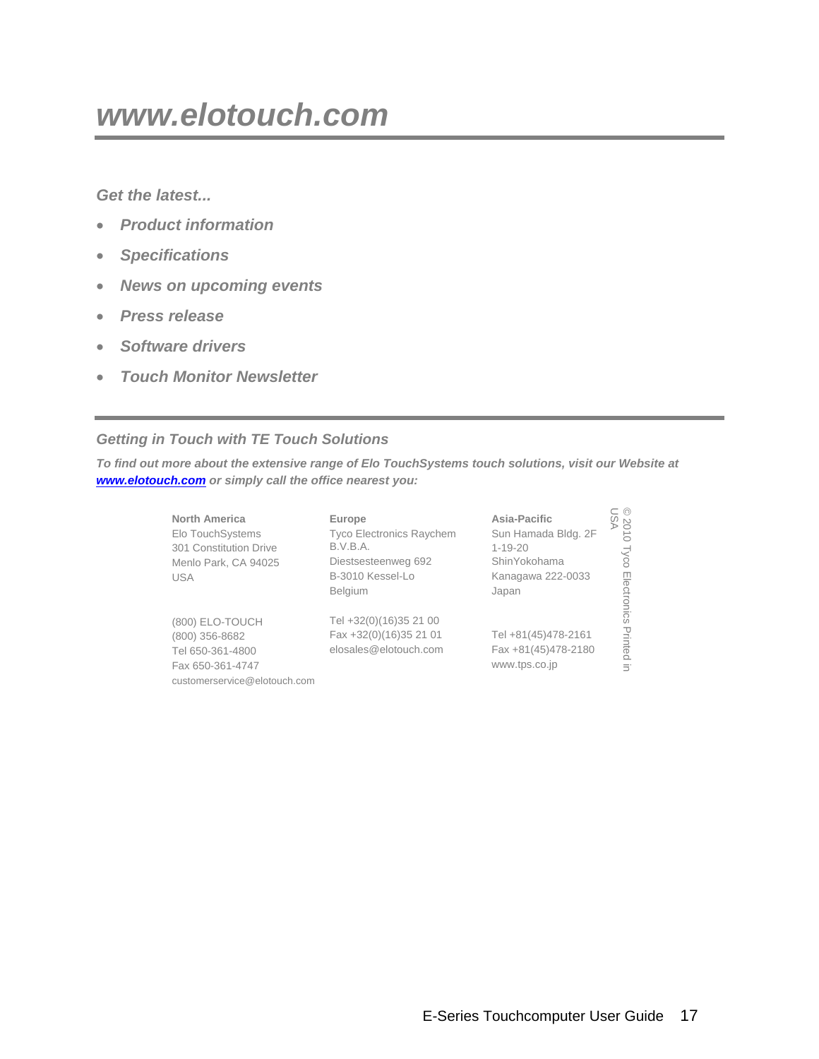# *www.elotouch.com*

***Get the latest...***

- ***Product information***
- ***Specifications***
- ***News on upcoming events***
- ***Press release***
- ***Software drivers***
- ***Touch Monitor Newsletter***

## *Getting in Touch with TE Touch Solutions*

***To find out more about the extensive range of Elo TouchSystems touch solutions, visit our Website at [www.elotouch.com](http://www.elotouch.com) or simply call the office nearest you:***

**North America**
Elo TouchSystems
301 Constitution Drive
Menlo Park, CA 94025
USA

(800) ELO-TOUCH
(800) 356-8682
Tel 650-361-4800
Fax 650-361-4747
customerservice@elotouch.com

**Europe**
Tyco Electronics Raychem B.V.B.A.
Diestsesteenweg 692
B-3010 Kessel-Lo
Belgium

Tel +32(0)(16)35 21 00
Fax +32(0)(16)35 21 01
elosales@elotouch.com

**Asia-Pacific**
Sun Hamada Bldg. 2F
1-19-20
ShinYokohama
Kanagawa 222-0033
Japan

Tel +81(45)478-2161
Fax +81(45)478-2180
www.tps.co.jp

© 2010 Tyco Electronics Printed in USA